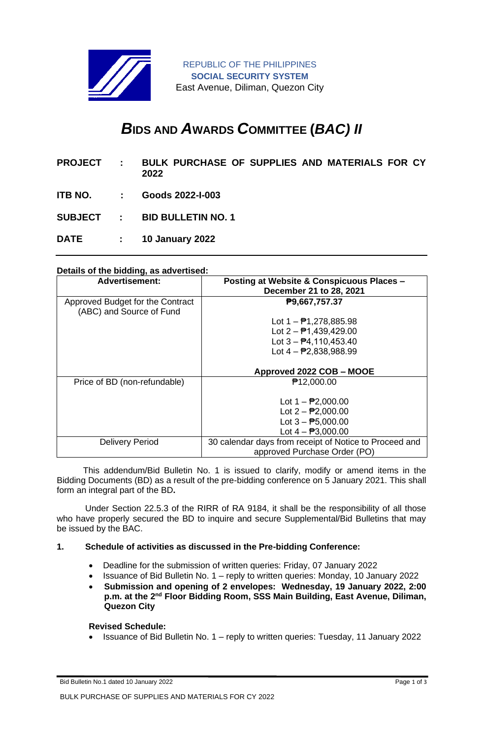REPUBLIC OF THE PHILIPPINES
**SOCIAL SECURITY SYSTEM**
East Avenue, Diliman, Quezon City

# *B*IDS AND *A*WARDS *C*OMMITTEE (*BAC) II*

**PROJECT : BULK PURCHASE OF SUPPLIES AND MATERIALS FOR CY 2022**

**ITB NO. : Goods 2022-I-003**

**SUBJECT : BID BULLETIN NO. 1**

**DATE : 10 January 2022**

**Details of the bidding, as advertised:**

| Advertisement: | Posting at Website & Conspicuous Places – December 21 to 28, 2021 |
|---|---|
| Approved Budget for the Contract (ABC) and Source of Fund | **₱9,667,757.37**<br><br>Lot 1 – ₱1,278,885.98<br>Lot 2 – ₱1,439,429.00<br>Lot 3 – ₱4,110,453.40<br>Lot 4 – ₱2,838,988.99<br><br>**Approved 2022 COB – MOOE** |
| Price of BD (non-refundable) | ₱12,000.00<br><br>Lot 1 – ₱2,000.00<br>Lot 2 – ₱2,000.00<br>Lot 3 – ₱5,000.00<br>Lot 4 – ₱3,000.00 |
| Delivery Period | 30 calendar days from receipt of Notice to Proceed and approved Purchase Order (PO) |

This addendum/Bid Bulletin No. 1 is issued to clarify, modify or amend items in the Bidding Documents (BD) as a result of the pre-bidding conference on 5 January 2021. This shall form an integral part of the BD**.**

Under Section 22.5.3 of the RIRR of RA 9184, it shall be the responsibility of all those who have properly secured the BD to inquire and secure Supplemental/Bid Bulletins that may be issued by the BAC.

**1. Schedule of activities as discussed in the Pre-bidding Conference:**

- Deadline for the submission of written queries: Friday, 07 January 2022
- Issuance of Bid Bulletin No. 1 – reply to written queries: Monday, 10 January 2022
- **Submission and opening of 2 envelopes: Wednesday, 19 January 2022, 2:00 p.m. at the 2nd Floor Bidding Room, SSS Main Building, East Avenue, Diliman, Quezon City**

**Revised Schedule:**

- Issuance of Bid Bulletin No. 1 – reply to written queries: Tuesday, 11 January 2022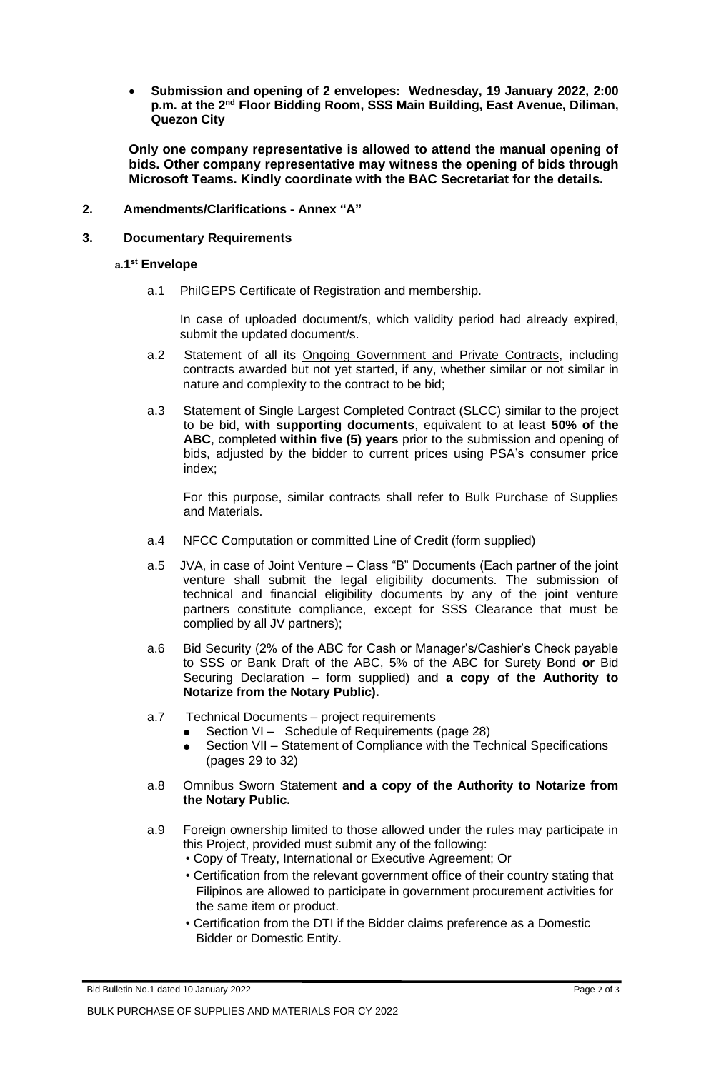- **Submission and opening of 2 envelopes: Wednesday, 19 January 2022, 2:00 p.m. at the 2nd Floor Bidding Room, SSS Main Building, East Avenue, Diliman, Quezon City**

**Only one company representative is allowed to attend the manual opening of bids. Other company representative may witness the opening of bids through Microsoft Teams. Kindly coordinate with the BAC Secretariat for the details.**

**2. Amendments/Clarifications - Annex "A"**

**3. Documentary Requirements**

**a.1st Envelope**

a.1 PhilGEPS Certificate of Registration and membership.

In case of uploaded document/s, which validity period had already expired, submit the updated document/s.

a.2 Statement of all its Ongoing Government and Private Contracts, including contracts awarded but not yet started, if any, whether similar or not similar in nature and complexity to the contract to be bid;

a.3 Statement of Single Largest Completed Contract (SLCC) similar to the project to be bid, **with supporting documents**, equivalent to at least **50% of the ABC**, completed **within five (5) years** prior to the submission and opening of bids, adjusted by the bidder to current prices using PSA's consumer price index;

For this purpose, similar contracts shall refer to Bulk Purchase of Supplies and Materials.

a.4 NFCC Computation or committed Line of Credit (form supplied)

a.5 JVA, in case of Joint Venture – Class "B" Documents (Each partner of the joint venture shall submit the legal eligibility documents. The submission of technical and financial eligibility documents by any of the joint venture partners constitute compliance, except for SSS Clearance that must be complied by all JV partners);

a.6 Bid Security (2% of the ABC for Cash or Manager's/Cashier's Check payable to SSS or Bank Draft of the ABC, 5% of the ABC for Surety Bond **or** Bid Securing Declaration – form supplied) and **a copy of the Authority to Notarize from the Notary Public).**

a.7 Technical Documents – project requirements

- Section VI – Schedule of Requirements (page 28)
- Section VII – Statement of Compliance with the Technical Specifications (pages 29 to 32)

a.8 Omnibus Sworn Statement **and a copy of the Authority to Notarize from the Notary Public.**

a.9 Foreign ownership limited to those allowed under the rules may participate in this Project, provided must submit any of the following:

- Copy of Treaty, International or Executive Agreement; Or
- Certification from the relevant government office of their country stating that Filipinos are allowed to participate in government procurement activities for the same item or product.
- Certification from the DTI if the Bidder claims preference as a Domestic Bidder or Domestic Entity.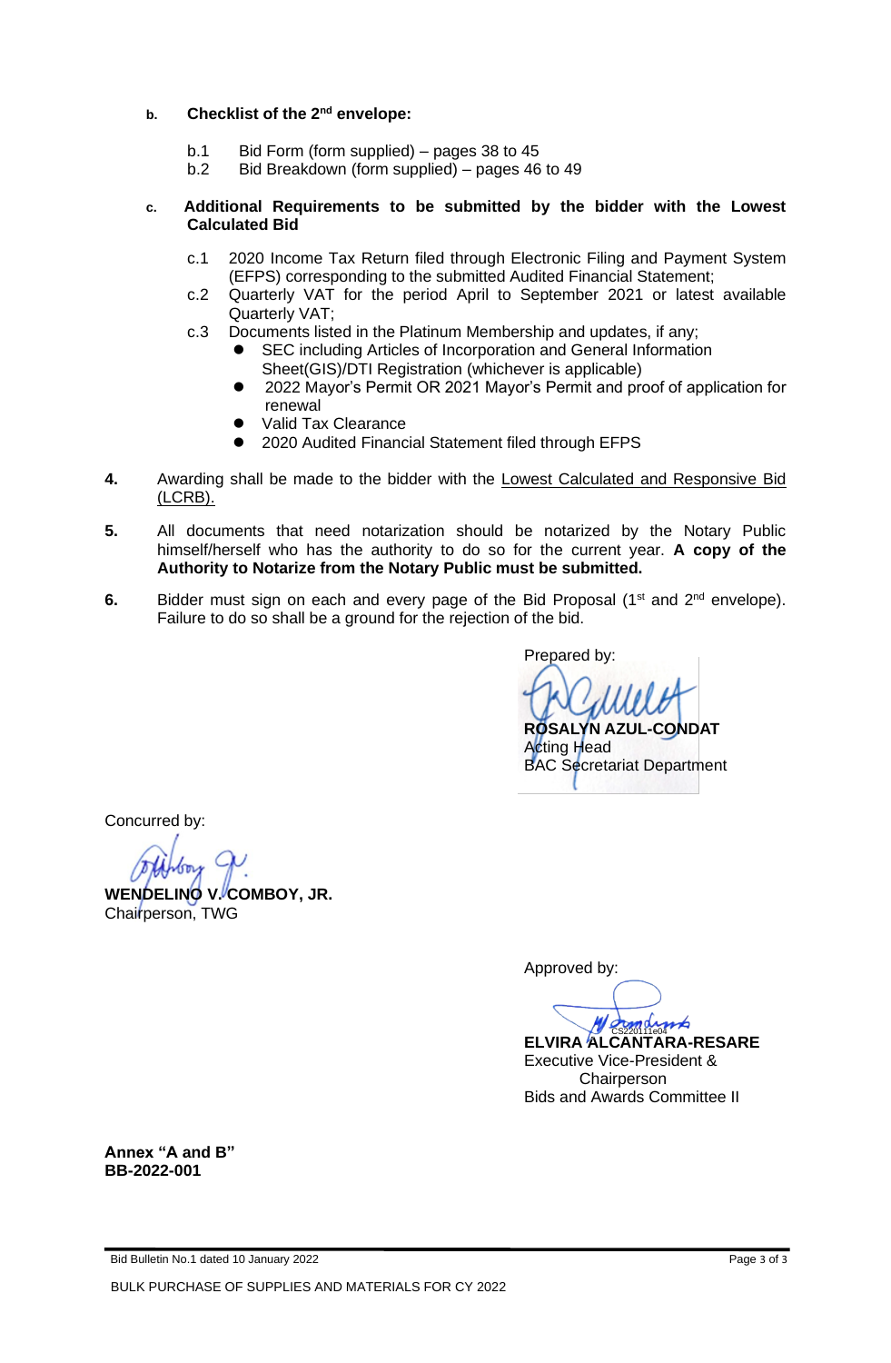**b. Checklist of the 2nd envelope:**

b.1 Bid Form (form supplied) – pages 38 to 45
b.2 Bid Breakdown (form supplied) – pages 46 to 49

**c. Additional Requirements to be submitted by the bidder with the Lowest Calculated Bid**

c.1 2020 Income Tax Return filed through Electronic Filing and Payment System (EFPS) corresponding to the submitted Audited Financial Statement;
c.2 Quarterly VAT for the period April to September 2021 or latest available Quarterly VAT;
c.3 Documents listed in the Platinum Membership and updates, if any;

- SEC including Articles of Incorporation and General Information Sheet(GIS)/DTI Registration (whichever is applicable)
- 2022 Mayor's Permit OR 2021 Mayor's Permit and proof of application for renewal
- Valid Tax Clearance
- 2020 Audited Financial Statement filed through EFPS

**4.** Awarding shall be made to the bidder with the Lowest Calculated and Responsive Bid (LCRB).

**5.** All documents that need notarization should be notarized by the Notary Public himself/herself who has the authority to do so for the current year. **A copy of the Authority to Notarize from the Notary Public must be submitted.**

**6.** Bidder must sign on each and every page of the Bid Proposal (1st and 2nd envelope). Failure to do so shall be a ground for the rejection of the bid.

Prepared by:

**ROSALYN AZUL-CONDAT**
Acting Head
BAC Secretariat Department

Concurred by:

**WENDELINO V. COMBOY, JR.**
Chairperson, TWG

Approved by:

CS220111e04
**ELVIRA ALCANTARA-RESARE**
Executive Vice-President &
Chairperson
Bids and Awards Committee II

**Annex "A and B"**
**BB-2022-001**

Bid Bulletin No.1 dated 10 January 2022

BULK PURCHASE OF SUPPLIES AND MATERIALS FOR CY 2022